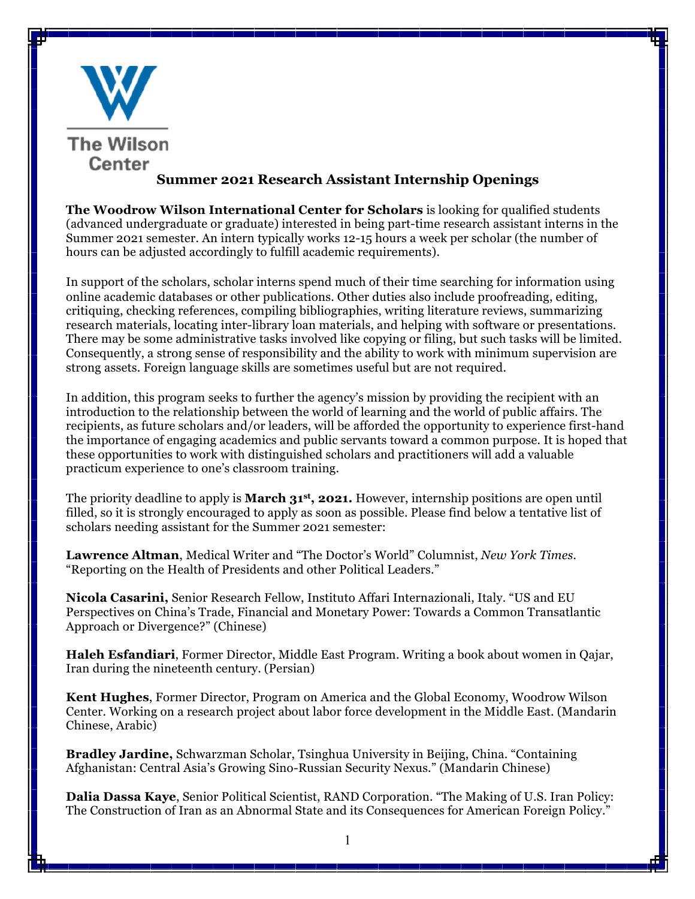The Wilson Center

## Summer 2021 Research Assistant Internship Openings

**The Woodrow Wilson International Center for Scholars** is looking for qualified students (advanced undergraduate or graduate) interested in being part-time research assistant interns in the Summer 2021 semester. An intern typically works 12-15 hours a week per scholar (the number of hours can be adjusted accordingly to fulfill academic requirements).

In support of the scholars, scholar interns spend much of their time searching for information using online academic databases or other publications. Other duties also include proofreading, editing, critiquing, checking references, compiling bibliographies, writing literature reviews, summarizing research materials, locating inter-library loan materials, and helping with software or presentations. There may be some administrative tasks involved like copying or filing, but such tasks will be limited. Consequently, a strong sense of responsibility and the ability to work with minimum supervision are strong assets. Foreign language skills are sometimes useful but are not required.

In addition, this program seeks to further the agency's mission by providing the recipient with an introduction to the relationship between the world of learning and the world of public affairs. The recipients, as future scholars and/or leaders, will be afforded the opportunity to experience first-hand the importance of engaging academics and public servants toward a common purpose. It is hoped that these opportunities to work with distinguished scholars and practitioners will add a valuable practicum experience to one's classroom training.

The priority deadline to apply is **March 31st, 2021.** However, internship positions are open until filled, so it is strongly encouraged to apply as soon as possible. Please find below a tentative list of scholars needing assistant for the Summer 2021 semester:

**Lawrence Altman**, Medical Writer and "The Doctor's World" Columnist, *New York Times*. "Reporting on the Health of Presidents and other Political Leaders."

**Nicola Casarini,** Senior Research Fellow, Instituto Affari Internazionali, Italy. "US and EU Perspectives on China's Trade, Financial and Monetary Power: Towards a Common Transatlantic Approach or Divergence?" (Chinese)

**Haleh Esfandiari**, Former Director, Middle East Program. Writing a book about women in Qajar, Iran during the nineteenth century. (Persian)

**Kent Hughes**, Former Director, Program on America and the Global Economy, Woodrow Wilson Center. Working on a research project about labor force development in the Middle East. (Mandarin Chinese, Arabic)

**Bradley Jardine,** Schwarzman Scholar, Tsinghua University in Beijing, China. "Containing Afghanistan: Central Asia's Growing Sino-Russian Security Nexus." (Mandarin Chinese)

**Dalia Dassa Kaye**, Senior Political Scientist, RAND Corporation. "The Making of U.S. Iran Policy: The Construction of Iran as an Abnormal State and its Consequences for American Foreign Policy."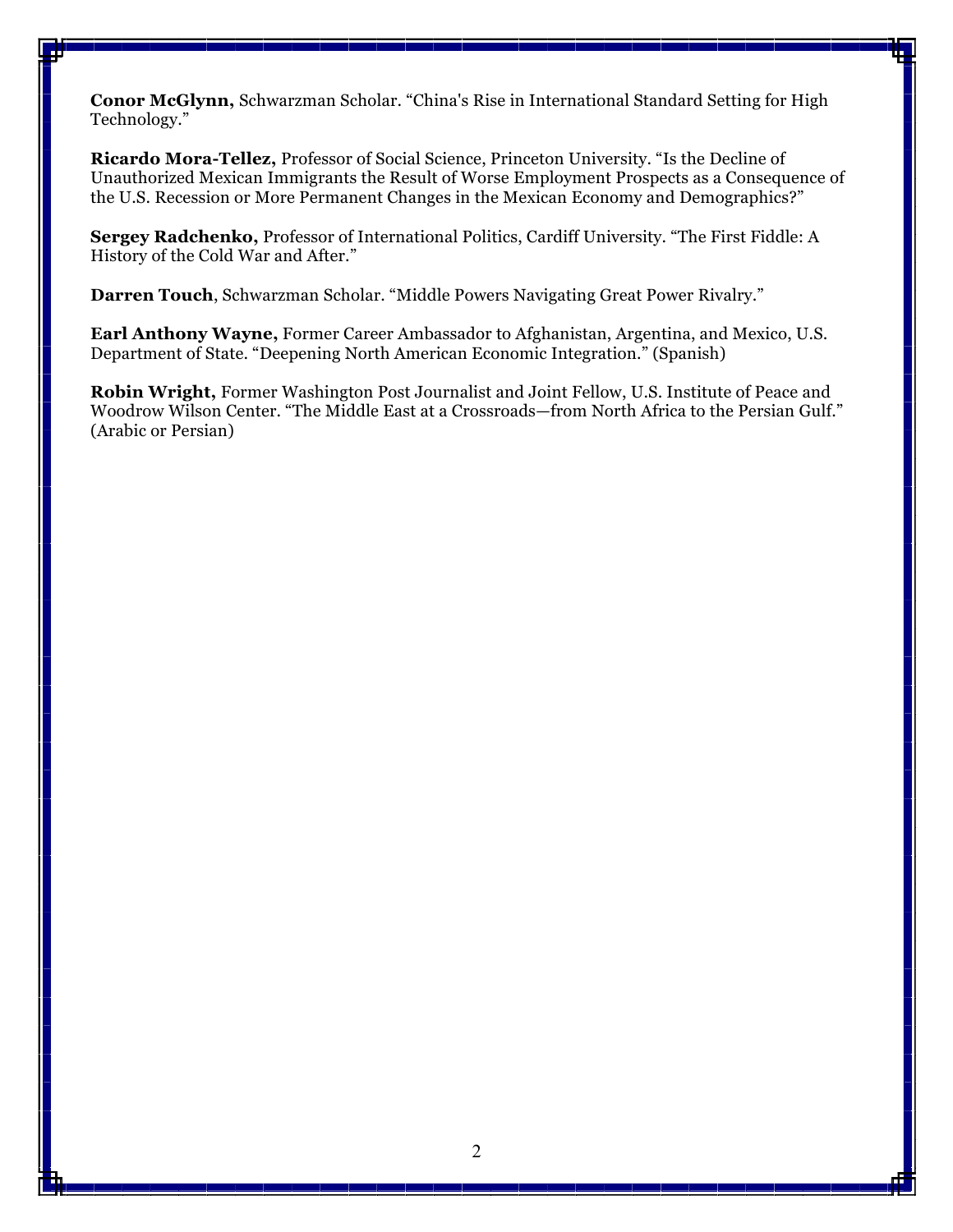**Conor McGlynn,** Schwarzman Scholar. “China's Rise in International Standard Setting for High Technology.”

**Ricardo Mora-Tellez,** Professor of Social Science, Princeton University. “Is the Decline of Unauthorized Mexican Immigrants the Result of Worse Employment Prospects as a Consequence of the U.S. Recession or More Permanent Changes in the Mexican Economy and Demographics?”

**Sergey Radchenko,** Professor of International Politics, Cardiff University. “The First Fiddle: A History of the Cold War and After.”

**Darren Touch**, Schwarzman Scholar. “Middle Powers Navigating Great Power Rivalry.”

**Earl Anthony Wayne,** Former Career Ambassador to Afghanistan, Argentina, and Mexico, U.S. Department of State. “Deepening North American Economic Integration.” (Spanish)

**Robin Wright,** Former Washington Post Journalist and Joint Fellow, U.S. Institute of Peace and Woodrow Wilson Center. “The Middle East at a Crossroads—from North Africa to the Persian Gulf.” (Arabic or Persian)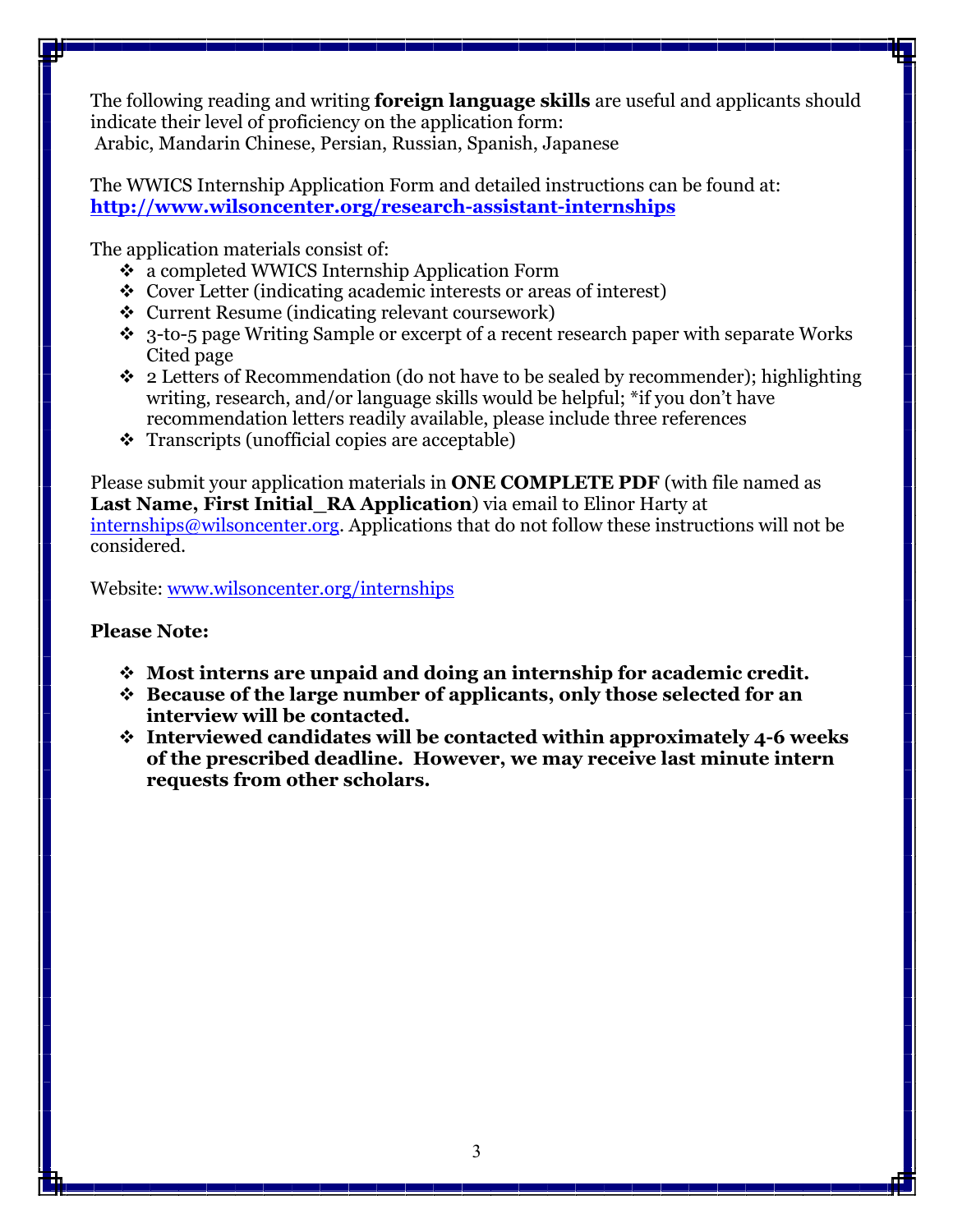The following reading and writing **foreign language skills** are useful and applicants should indicate their level of proficiency on the application form:
Arabic, Mandarin Chinese, Persian, Russian, Spanish, Japanese

The WWICS Internship Application Form and detailed instructions can be found at:
**http://www.wilsoncenter.org/research-assistant-internships**

The application materials consist of:

- a completed WWICS Internship Application Form
- Cover Letter (indicating academic interests or areas of interest)
- Current Resume (indicating relevant coursework)
- 3-to-5 page Writing Sample or excerpt of a recent research paper with separate Works Cited page
- 2 Letters of Recommendation (do not have to be sealed by recommender); highlighting writing, research, and/or language skills would be helpful; *if you don't have recommendation letters readily available, please include three references
- Transcripts (unofficial copies are acceptable)

Please submit your application materials in **ONE COMPLETE PDF** (with file named as **Last Name, First Initial_RA Application**) via email to Elinor Harty at internships@wilsoncenter.org. Applications that do not follow these instructions will not be considered.

Website: www.wilsoncenter.org/internships

**Please Note:**

- **Most interns are unpaid and doing an internship for academic credit.**
- **Because of the large number of applicants, only those selected for an interview will be contacted.**
- **Interviewed candidates will be contacted within approximately 4-6 weeks of the prescribed deadline. However, we may receive last minute intern requests from other scholars.**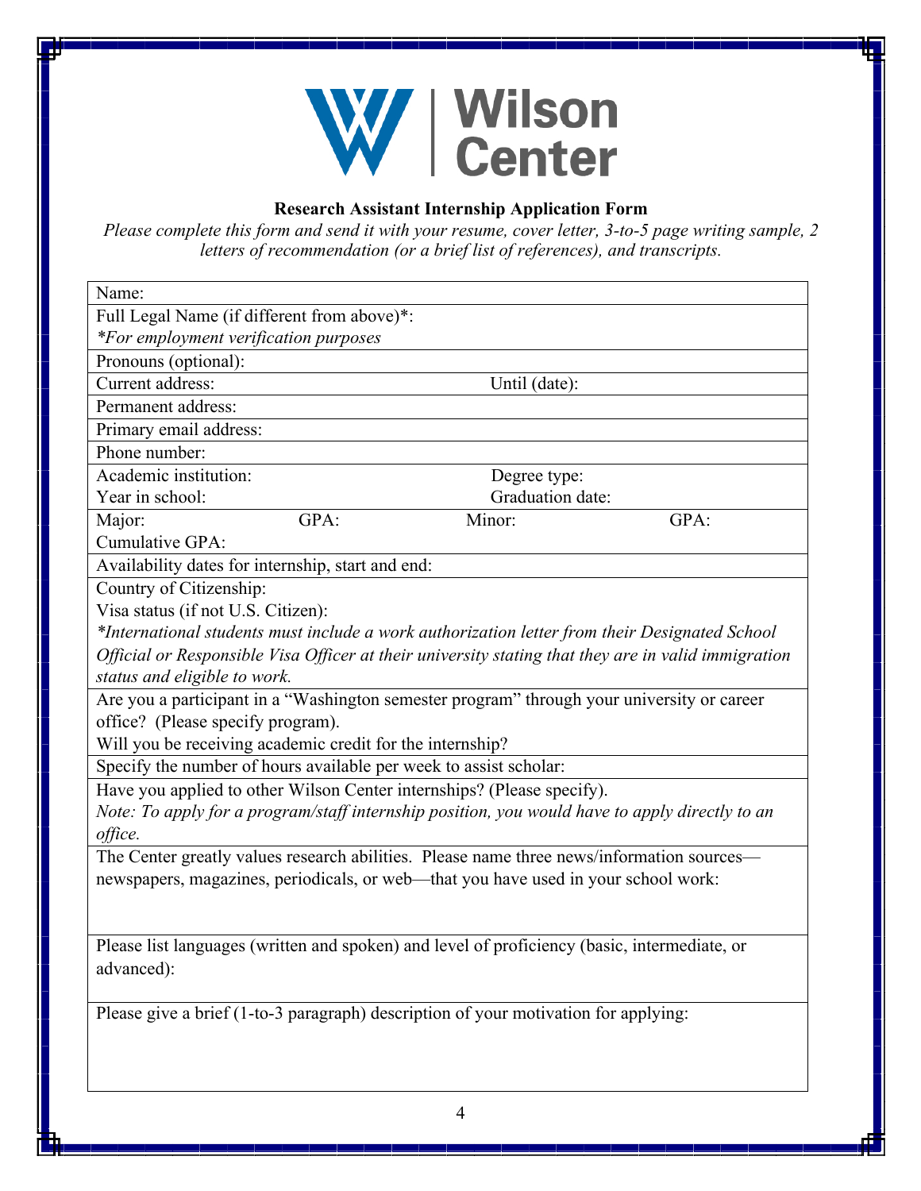Wilson Center

**Research Assistant Internship Application Form**

*Please complete this form and send it with your resume, cover letter, 3-to-5 page writing sample, 2 letters of recommendation (or a brief list of references), and transcripts.*

| | | | |
|---|---|---|---|
| Name: | | | |
| Full Legal Name (if different from above)*:<br>*For employment verification purposes* | | | |
| Pronouns (optional): | | | |
| Current address: | | Until (date): | |
| Permanent address: | | | |
| Primary email address: | | | |
| Phone number: | | | |
| Academic institution:<br>Year in school: | | Degree type:<br>Graduation date: | |
| Major:<br>Cumulative GPA: | GPA: | Minor: | GPA: |
| Availability dates for internship, start and end: | | | |
| Country of Citizenship:<br>Visa status (if not U.S. Citizen):<br>*International students must include a work authorization letter from their Designated School Official or Responsible Visa Officer at their university stating that they are in valid immigration status and eligible to work.* | | | |
| Are you a participant in a "Washington semester program" through your university or career office? (Please specify program).<br>Will you be receiving academic credit for the internship? | | | |
| Specify the number of hours available per week to assist scholar: | | | |
| Have you applied to other Wilson Center internships? (Please specify).<br>*Note: To apply for a program/staff internship position, you would have to apply directly to an office.* | | | |
| The Center greatly values research abilities. Please name three news/information sources—newspapers, magazines, periodicals, or web—that you have used in your school work: | | | |
| Please list languages (written and spoken) and level of proficiency (basic, intermediate, or advanced): | | | |
| Please give a brief (1-to-3 paragraph) description of your motivation for applying: | | | |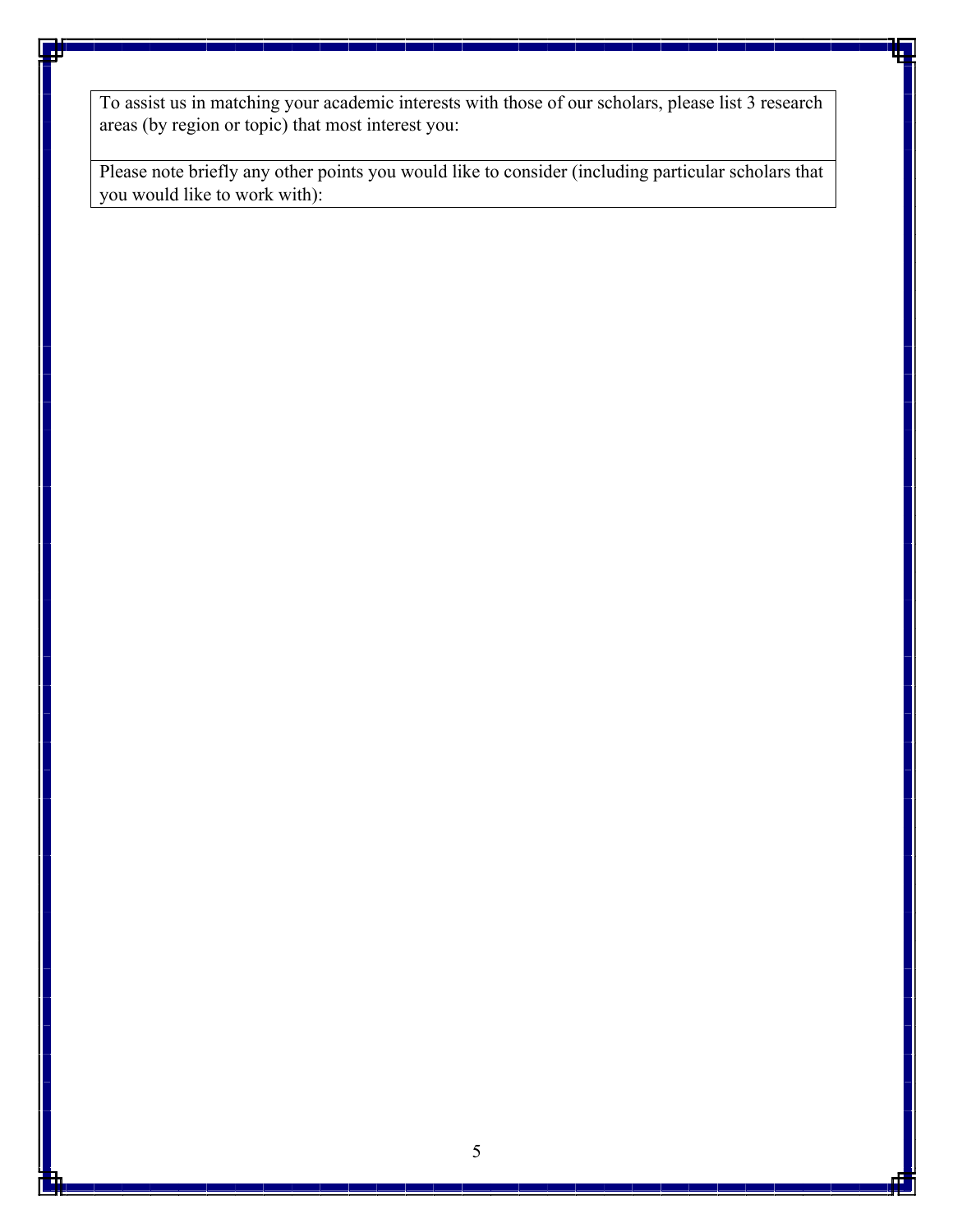| |
|---|
| To assist us in matching your academic interests with those of our scholars, please list 3 research areas (by region or topic) that most interest you: |
| Please note briefly any other points you would like to consider (including particular scholars that you would like to work with): |